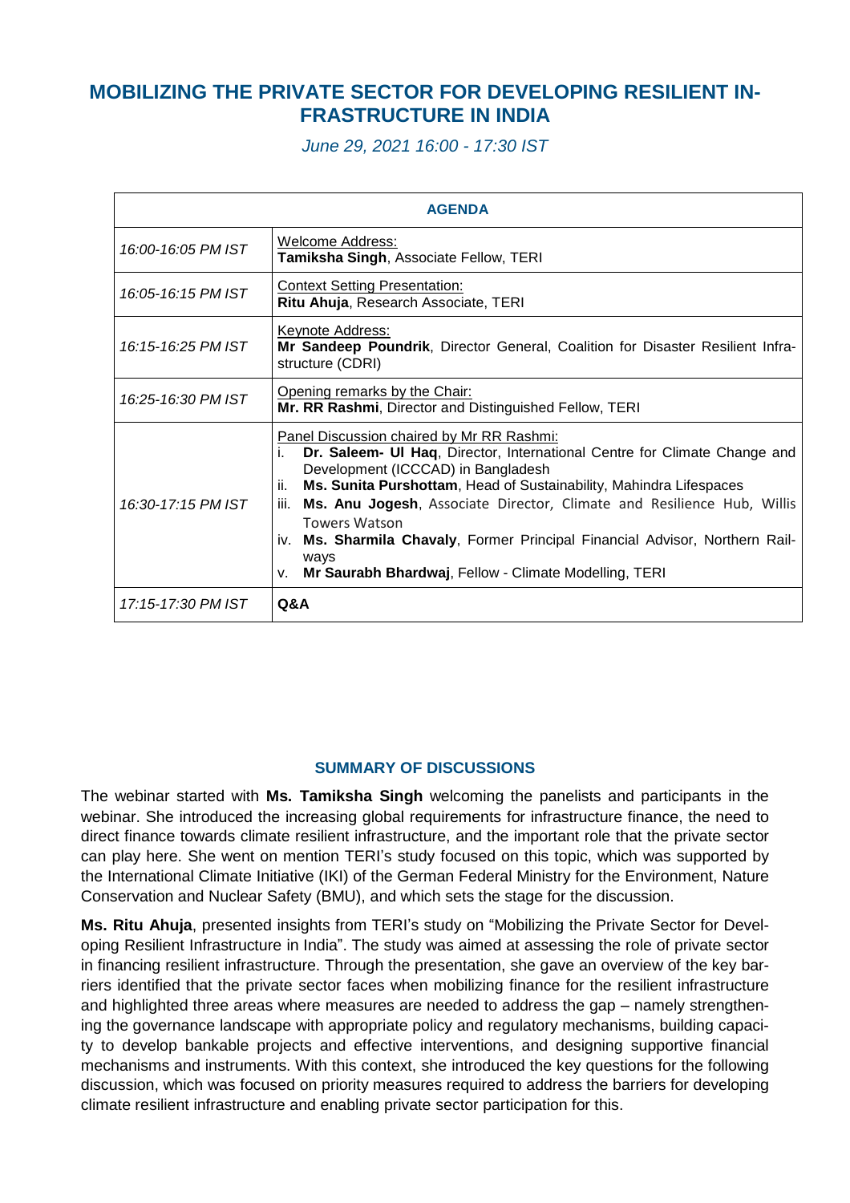# MOBILIZING THE PRIVATE SECTOR FOR DEVELOPING RESILIENT INFRASTRUCTURE IN INDIA

*June 29, 2021 16:00 - 17:30 IST*

| AGENDA | |
|---|---|
| *16:00-16:05 PM IST* | Welcome Address:<br>**Tamiksha Singh**, Associate Fellow, TERI |
| *16:05-16:15 PM IST* | Context Setting Presentation:<br>**Ritu Ahuja**, Research Associate, TERI |
| *16:15-16:25 PM IST* | Keynote Address:<br>**Mr Sandeep Poundrik**, Director General, Coalition for Disaster Resilient Infrastructure (CDRI) |
| *16:25-16:30 PM IST* | Opening remarks by the Chair:<br>**Mr. RR Rashmi**, Director and Distinguished Fellow, TERI |
| *16:30-17:15 PM IST* | Panel Discussion chaired by Mr RR Rashmi:<br>i. **Dr. Saleem- Ul Haq**, Director, International Centre for Climate Change and Development (ICCCAD) in Bangladesh<br>ii. **Ms. Sunita Purshottam**, Head of Sustainability, Mahindra Lifespaces<br>iii. **Ms. Anu Jogesh**, Associate Director, Climate and Resilience Hub, Willis Towers Watson<br>iv. **Ms. Sharmila Chavaly**, Former Principal Financial Advisor, Northern Railways<br>v. **Mr Saurabh Bhardwaj**, Fellow - Climate Modelling, TERI |
| *17:15-17:30 PM IST* | **Q&A** |

## SUMMARY OF DISCUSSIONS

The webinar started with **Ms. Tamiksha Singh** welcoming the panelists and participants in the webinar. She introduced the increasing global requirements for infrastructure finance, the need to direct finance towards climate resilient infrastructure, and the important role that the private sector can play here. She went on mention TERI's study focused on this topic, which was supported by the International Climate Initiative (IKI) of the German Federal Ministry for the Environment, Nature Conservation and Nuclear Safety (BMU), and which sets the stage for the discussion.

**Ms. Ritu Ahuja**, presented insights from TERI's study on "Mobilizing the Private Sector for Developing Resilient Infrastructure in India". The study was aimed at assessing the role of private sector in financing resilient infrastructure. Through the presentation, she gave an overview of the key barriers identified that the private sector faces when mobilizing finance for the resilient infrastructure and highlighted three areas where measures are needed to address the gap – namely strengthening the governance landscape with appropriate policy and regulatory mechanisms, building capacity to develop bankable projects and effective interventions, and designing supportive financial mechanisms and instruments. With this context, she introduced the key questions for the following discussion, which was focused on priority measures required to address the barriers for developing climate resilient infrastructure and enabling private sector participation for this.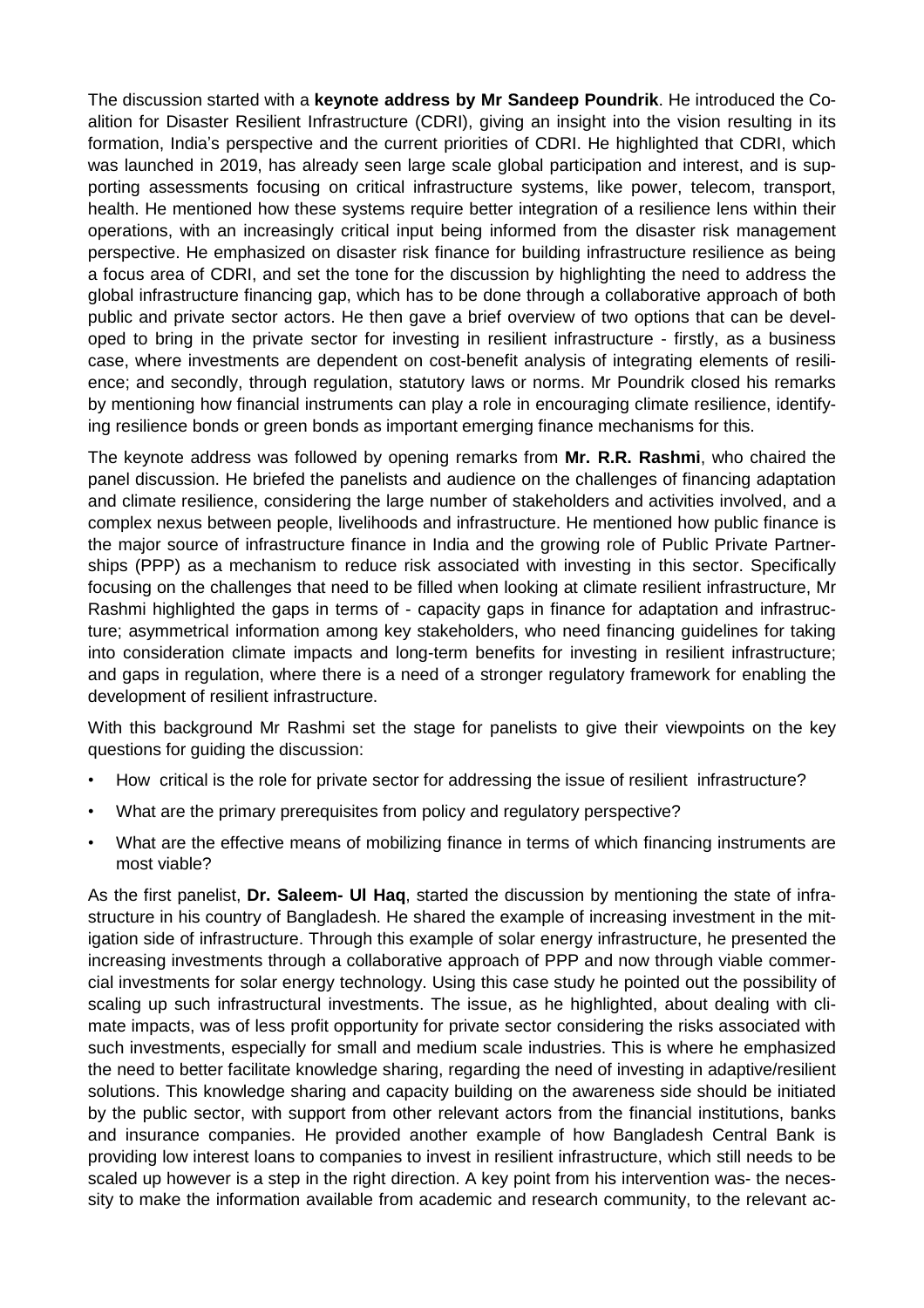The discussion started with a **keynote address by Mr Sandeep Poundrik**. He introduced the Coalition for Disaster Resilient Infrastructure (CDRI), giving an insight into the vision resulting in its formation, India's perspective and the current priorities of CDRI. He highlighted that CDRI, which was launched in 2019, has already seen large scale global participation and interest, and is supporting assessments focusing on critical infrastructure systems, like power, telecom, transport, health. He mentioned how these systems require better integration of a resilience lens within their operations, with an increasingly critical input being informed from the disaster risk management perspective. He emphasized on disaster risk finance for building infrastructure resilience as being a focus area of CDRI, and set the tone for the discussion by highlighting the need to address the global infrastructure financing gap, which has to be done through a collaborative approach of both public and private sector actors. He then gave a brief overview of two options that can be developed to bring in the private sector for investing in resilient infrastructure - firstly, as a business case, where investments are dependent on cost-benefit analysis of integrating elements of resilience; and secondly, through regulation, statutory laws or norms. Mr Poundrik closed his remarks by mentioning how financial instruments can play a role in encouraging climate resilience, identifying resilience bonds or green bonds as important emerging finance mechanisms for this.

The keynote address was followed by opening remarks from **Mr. R.R. Rashmi**, who chaired the panel discussion. He briefed the panelists and audience on the challenges of financing adaptation and climate resilience, considering the large number of stakeholders and activities involved, and a complex nexus between people, livelihoods and infrastructure. He mentioned how public finance is the major source of infrastructure finance in India and the growing role of Public Private Partnerships (PPP) as a mechanism to reduce risk associated with investing in this sector. Specifically focusing on the challenges that need to be filled when looking at climate resilient infrastructure, Mr Rashmi highlighted the gaps in terms of - capacity gaps in finance for adaptation and infrastructure; asymmetrical information among key stakeholders, who need financing guidelines for taking into consideration climate impacts and long-term benefits for investing in resilient infrastructure; and gaps in regulation, where there is a need of a stronger regulatory framework for enabling the development of resilient infrastructure.

With this background Mr Rashmi set the stage for panelists to give their viewpoints on the key questions for guiding the discussion:

- How critical is the role for private sector for addressing the issue of resilient infrastructure?
- What are the primary prerequisites from policy and regulatory perspective?
- What are the effective means of mobilizing finance in terms of which financing instruments are most viable?

As the first panelist, **Dr. Saleem- Ul Haq**, started the discussion by mentioning the state of infrastructure in his country of Bangladesh. He shared the example of increasing investment in the mitigation side of infrastructure. Through this example of solar energy infrastructure, he presented the increasing investments through a collaborative approach of PPP and now through viable commercial investments for solar energy technology. Using this case study he pointed out the possibility of scaling up such infrastructural investments. The issue, as he highlighted, about dealing with climate impacts, was of less profit opportunity for private sector considering the risks associated with such investments, especially for small and medium scale industries. This is where he emphasized the need to better facilitate knowledge sharing, regarding the need of investing in adaptive/resilient solutions. This knowledge sharing and capacity building on the awareness side should be initiated by the public sector, with support from other relevant actors from the financial institutions, banks and insurance companies. He provided another example of how Bangladesh Central Bank is providing low interest loans to companies to invest in resilient infrastructure, which still needs to be scaled up however is a step in the right direction. A key point from his intervention was- the necessity to make the information available from academic and research community, to the relevant ac-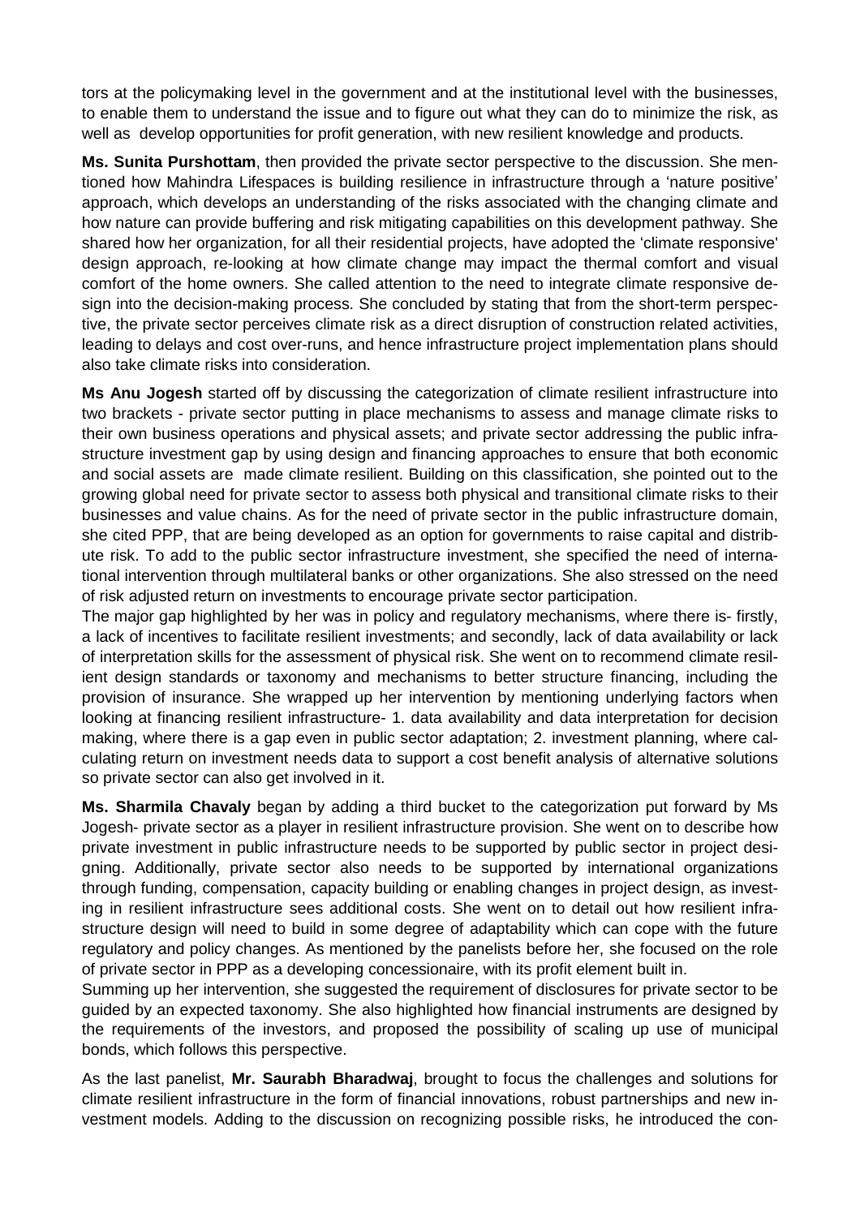tors at the policymaking level in the government and at the institutional level with the businesses, to enable them to understand the issue and to figure out what they can do to minimize the risk, as well as develop opportunities for profit generation, with new resilient knowledge and products.

**Ms. Sunita Purshottam**, then provided the private sector perspective to the discussion. She mentioned how Mahindra Lifespaces is building resilience in infrastructure through a 'nature positive' approach, which develops an understanding of the risks associated with the changing climate and how nature can provide buffering and risk mitigating capabilities on this development pathway. She shared how her organization, for all their residential projects, have adopted the 'climate responsive' design approach, re-looking at how climate change may impact the thermal comfort and visual comfort of the home owners. She called attention to the need to integrate climate responsive design into the decision-making process. She concluded by stating that from the short-term perspective, the private sector perceives climate risk as a direct disruption of construction related activities, leading to delays and cost over-runs, and hence infrastructure project implementation plans should also take climate risks into consideration.

**Ms Anu Jogesh** started off by discussing the categorization of climate resilient infrastructure into two brackets - private sector putting in place mechanisms to assess and manage climate risks to their own business operations and physical assets; and private sector addressing the public infrastructure investment gap by using design and financing approaches to ensure that both economic and social assets are made climate resilient. Building on this classification, she pointed out to the growing global need for private sector to assess both physical and transitional climate risks to their businesses and value chains. As for the need of private sector in the public infrastructure domain, she cited PPP, that are being developed as an option for governments to raise capital and distribute risk. To add to the public sector infrastructure investment, she specified the need of international intervention through multilateral banks or other organizations. She also stressed on the need of risk adjusted return on investments to encourage private sector participation.
The major gap highlighted by her was in policy and regulatory mechanisms, where there is- firstly, a lack of incentives to facilitate resilient investments; and secondly, lack of data availability or lack of interpretation skills for the assessment of physical risk. She went on to recommend climate resilient design standards or taxonomy and mechanisms to better structure financing, including the provision of insurance. She wrapped up her intervention by mentioning underlying factors when looking at financing resilient infrastructure- 1. data availability and data interpretation for decision making, where there is a gap even in public sector adaptation; 2. investment planning, where calculating return on investment needs data to support a cost benefit analysis of alternative solutions so private sector can also get involved in it.

**Ms. Sharmila Chavaly** began by adding a third bucket to the categorization put forward by Ms Jogesh- private sector as a player in resilient infrastructure provision. She went on to describe how private investment in public infrastructure needs to be supported by public sector in project designing. Additionally, private sector also needs to be supported by international organizations through funding, compensation, capacity building or enabling changes in project design, as investing in resilient infrastructure sees additional costs. She went on to detail out how resilient infrastructure design will need to build in some degree of adaptability which can cope with the future regulatory and policy changes. As mentioned by the panelists before her, she focused on the role of private sector in PPP as a developing concessionaire, with its profit element built in.
Summing up her intervention, she suggested the requirement of disclosures for private sector to be guided by an expected taxonomy. She also highlighted how financial instruments are designed by the requirements of the investors, and proposed the possibility of scaling up use of municipal bonds, which follows this perspective.

As the last panelist, **Mr. Saurabh Bharadwaj**, brought to focus the challenges and solutions for climate resilient infrastructure in the form of financial innovations, robust partnerships and new investment models. Adding to the discussion on recognizing possible risks, he introduced the con-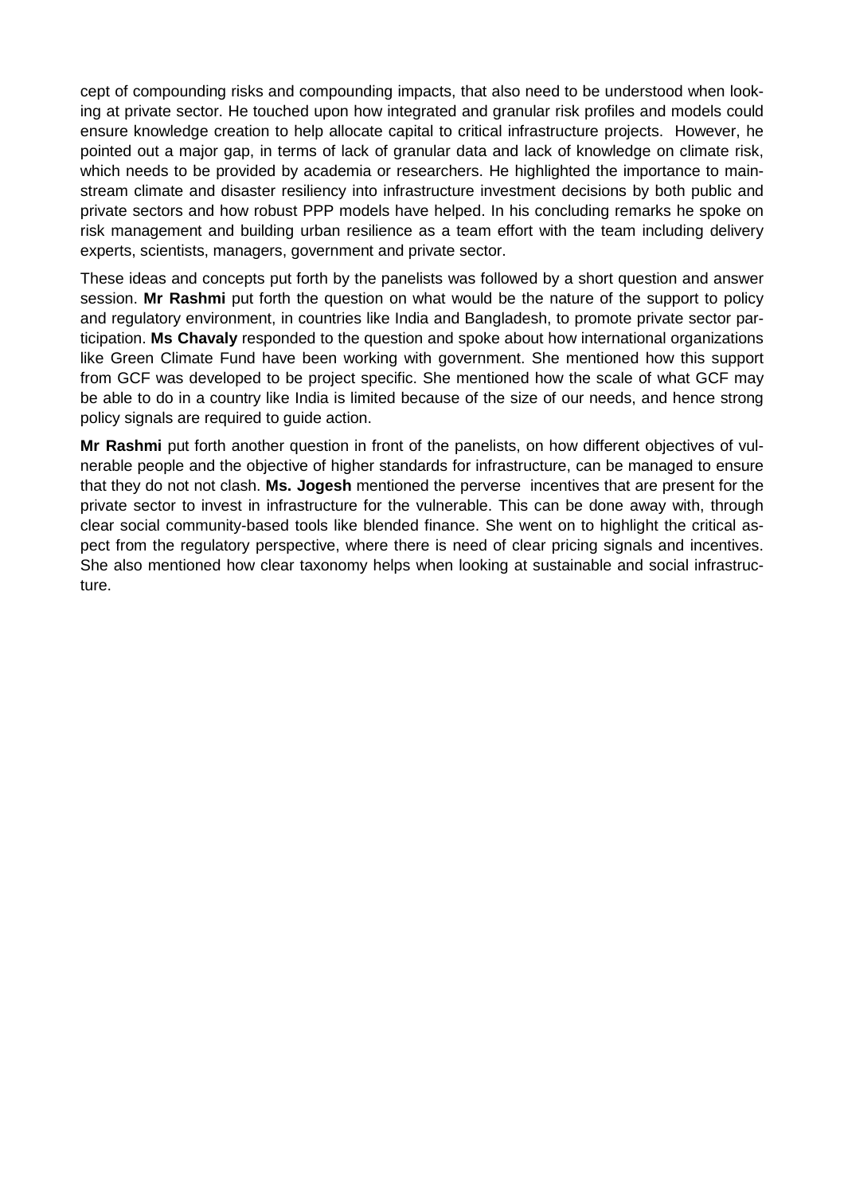cept of compounding risks and compounding impacts, that also need to be understood when looking at private sector. He touched upon how integrated and granular risk profiles and models could ensure knowledge creation to help allocate capital to critical infrastructure projects. However, he pointed out a major gap, in terms of lack of granular data and lack of knowledge on climate risk, which needs to be provided by academia or researchers. He highlighted the importance to mainstream climate and disaster resiliency into infrastructure investment decisions by both public and private sectors and how robust PPP models have helped. In his concluding remarks he spoke on risk management and building urban resilience as a team effort with the team including delivery experts, scientists, managers, government and private sector.

These ideas and concepts put forth by the panelists was followed by a short question and answer session. **Mr Rashmi** put forth the question on what would be the nature of the support to policy and regulatory environment, in countries like India and Bangladesh, to promote private sector participation. **Ms Chavaly** responded to the question and spoke about how international organizations like Green Climate Fund have been working with government. She mentioned how this support from GCF was developed to be project specific. She mentioned how the scale of what GCF may be able to do in a country like India is limited because of the size of our needs, and hence strong policy signals are required to guide action.

**Mr Rashmi** put forth another question in front of the panelists, on how different objectives of vulnerable people and the objective of higher standards for infrastructure, can be managed to ensure that they do not not clash. **Ms. Jogesh** mentioned the perverse incentives that are present for the private sector to invest in infrastructure for the vulnerable. This can be done away with, through clear social community-based tools like blended finance. She went on to highlight the critical aspect from the regulatory perspective, where there is need of clear pricing signals and incentives. She also mentioned how clear taxonomy helps when looking at sustainable and social infrastructure.